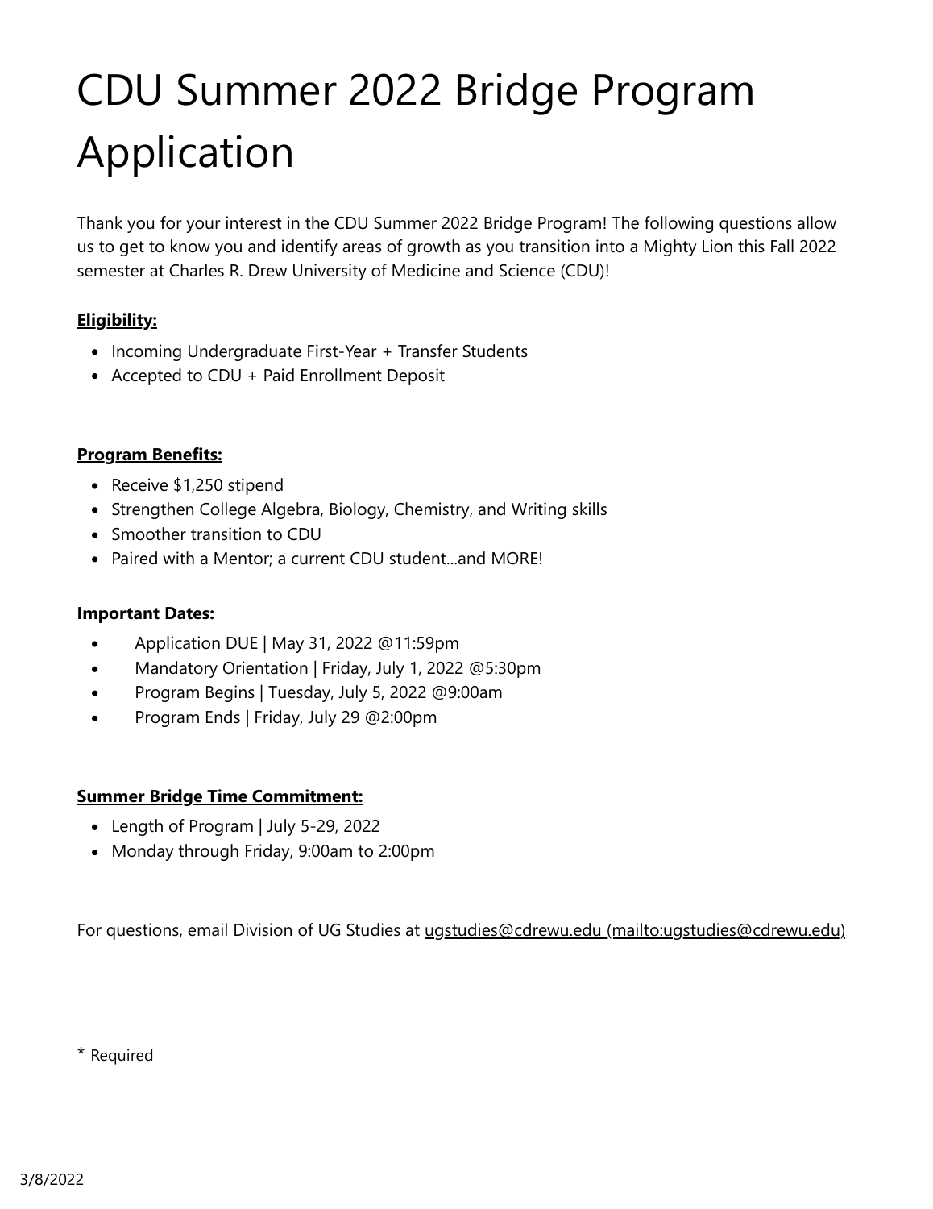# CDU Summer 2022 Bridge Program Application

Thank you for your interest in the CDU Summer 2022 Bridge Program! The following questions allow us to get to know you and identify areas of growth as you transition into a Mighty Lion this Fall 2022 semester at Charles R. Drew University of Medicine and Science (CDU)!

**Eligibility:**

- Incoming Undergraduate First-Year + Transfer Students
- Accepted to CDU + Paid Enrollment Deposit

**Program Benefits:**

- Receive $1,250 stipend
- Strengthen College Algebra, Biology, Chemistry, and Writing skills
- Smoother transition to CDU
- Paired with a Mentor; a current CDU student...and MORE!

**Important Dates:**

- Application DUE | May 31, 2022 @11:59pm
- Mandatory Orientation | Friday, July 1, 2022 @5:30pm
- Program Begins | Tuesday, July 5, 2022 @9:00am
- Program Ends | Friday, July 29 @2:00pm

**Summer Bridge Time Commitment:**

- Length of Program | July 5-29, 2022
- Monday through Friday, 9:00am to 2:00pm

For questions, email Division of UG Studies at ugstudies@cdrewu.edu (mailto:ugstudies@cdrewu.edu)

\* Required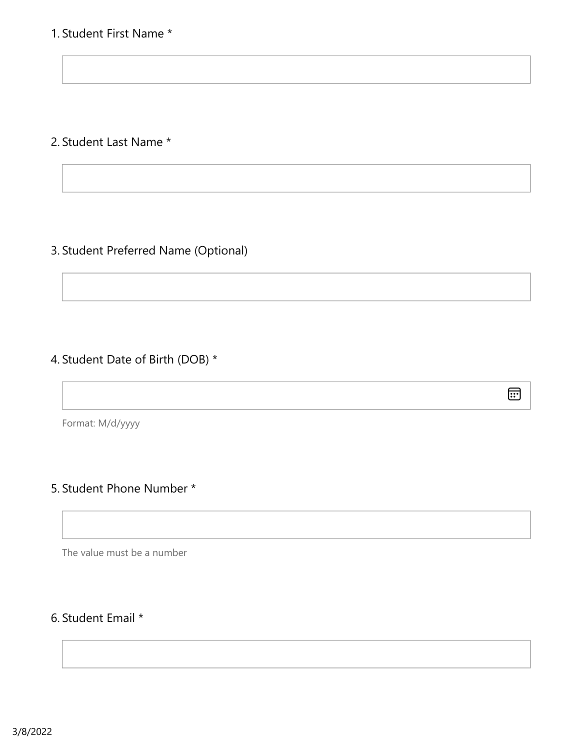1. Student First Name *

2. Student Last Name *

3. Student Preferred Name (Optional)

4. Student Date of Birth (DOB) *

Format: M/d/yyyy

5. Student Phone Number *

The value must be a number

6. Student Email *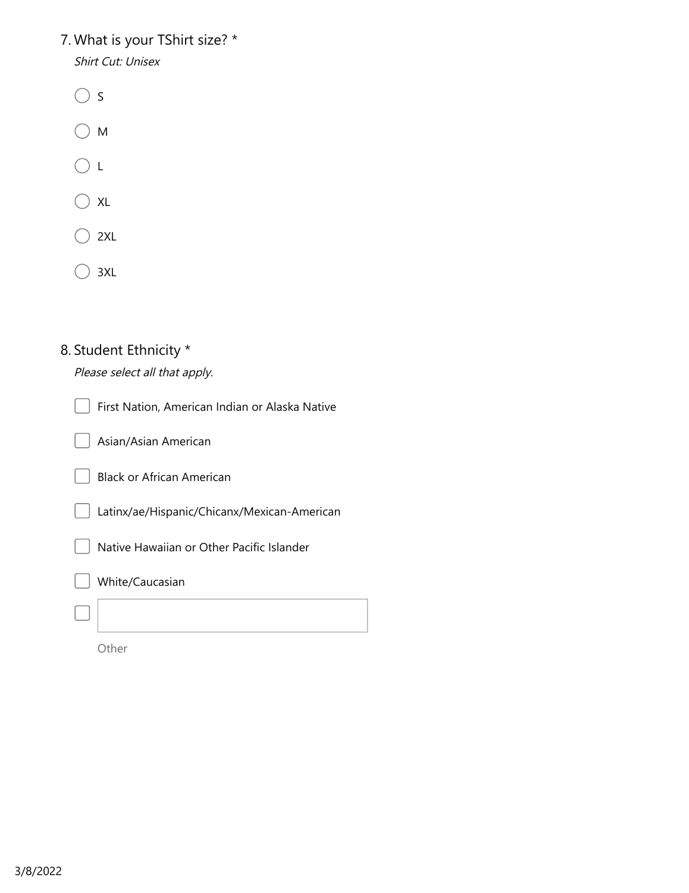7. What is your TShirt size? *

*Shirt Cut: Unisex*

- ○ S
- ○ M
- ○ L
- ○ XL
- ○ 2XL
- ○ 3XL

8. Student Ethnicity *

*Please select all that apply.*

- ☐ First Nation, American Indian or Alaska Native
- ☐ Asian/Asian American
- ☐ Black or African American
- ☐ Latinx/ae/Hispanic/Chicanx/Mexican-American
- ☐ Native Hawaiian or Other Pacific Islander
- ☐ White/Caucasian
- ☐ Other: ____________

3/8/2022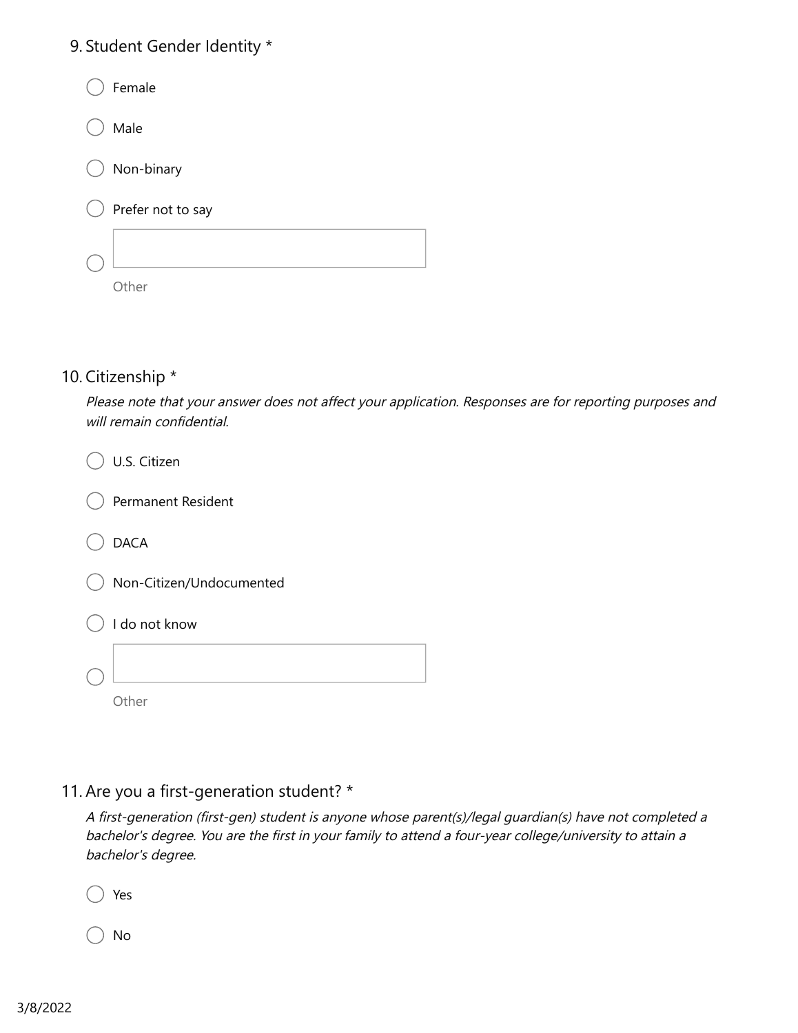9. Student Gender Identity *

- ○ Female
- ○ Male
- ○ Non-binary
- ○ Prefer not to say
- ○ Other

10. Citizenship *

*Please note that your answer does not affect your application. Responses are for reporting purposes and will remain confidential.*

- ○ U.S. Citizen
- ○ Permanent Resident
- ○ DACA
- ○ Non-Citizen/Undocumented
- ○ I do not know
- ○ Other

11. Are you a first-generation student? *

*A first-generation (first-gen) student is anyone whose parent(s)/legal guardian(s) have not completed a bachelor's degree. You are the first in your family to attend a four-year college/university to attain a bachelor's degree.*

- ○ Yes
- ○ No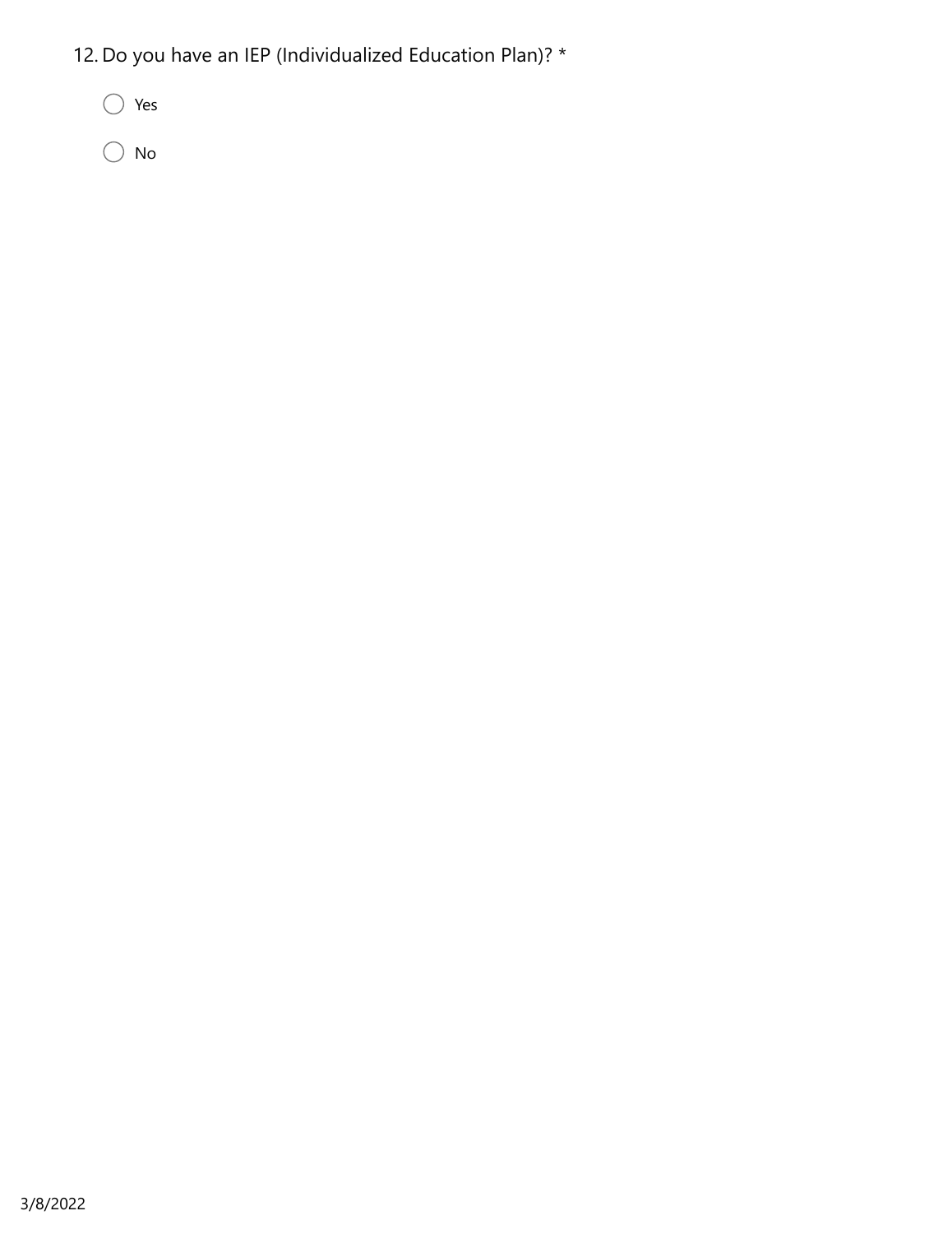12. Do you have an IEP (Individualized Education Plan)? *

- ○ Yes
- ○ No

3/8/2022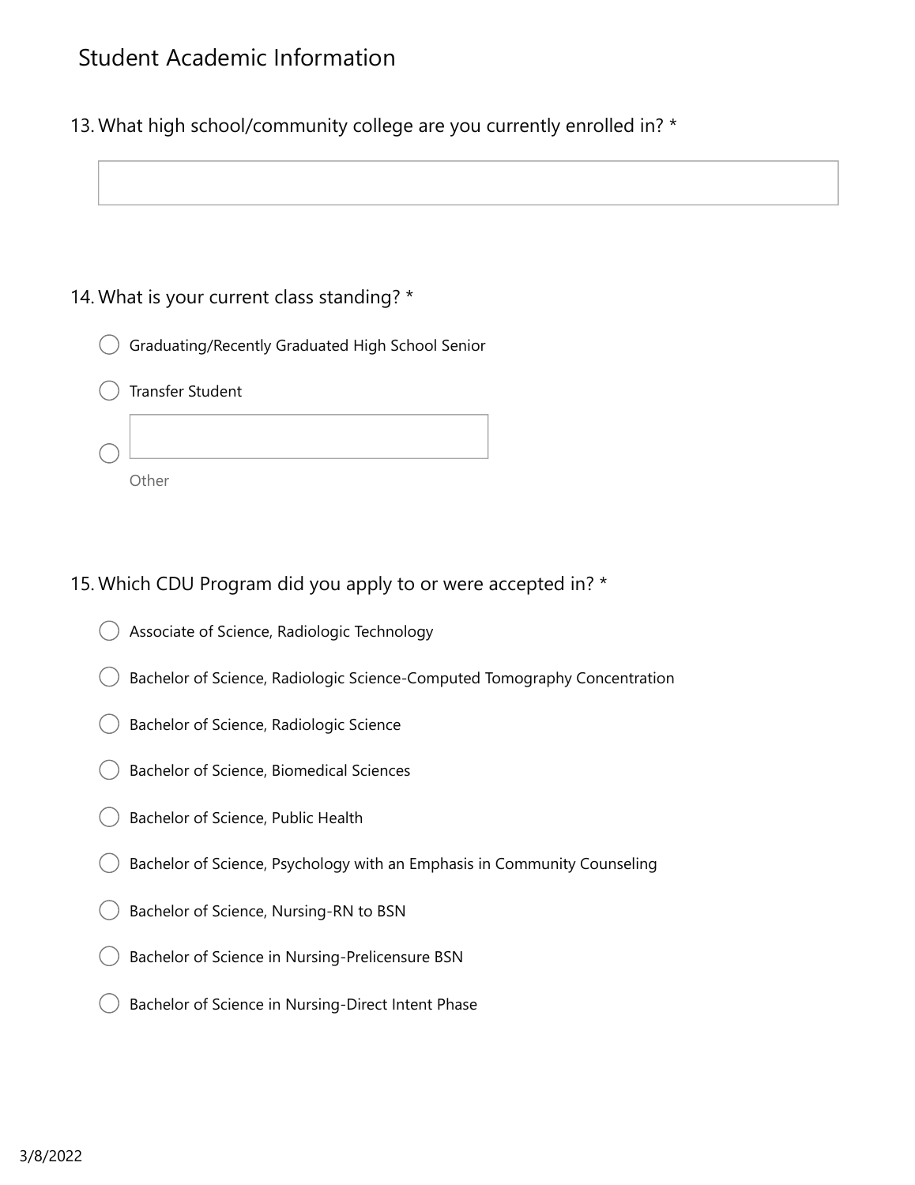## Student Academic Information

13. What high school/community college are you currently enrolled in? *

&nbsp;

14. What is your current class standing? *

- ◯ Graduating/Recently Graduated High School Senior
- ◯ Transfer Student
- ◯ Other

15. Which CDU Program did you apply to or were accepted in? *

- ◯ Associate of Science, Radiologic Technology
- ◯ Bachelor of Science, Radiologic Science-Computed Tomography Concentration
- ◯ Bachelor of Science, Radiologic Science
- ◯ Bachelor of Science, Biomedical Sciences
- ◯ Bachelor of Science, Public Health
- ◯ Bachelor of Science, Psychology with an Emphasis in Community Counseling
- ◯ Bachelor of Science, Nursing-RN to BSN
- ◯ Bachelor of Science in Nursing-Prelicensure BSN
- ◯ Bachelor of Science in Nursing-Direct Intent Phase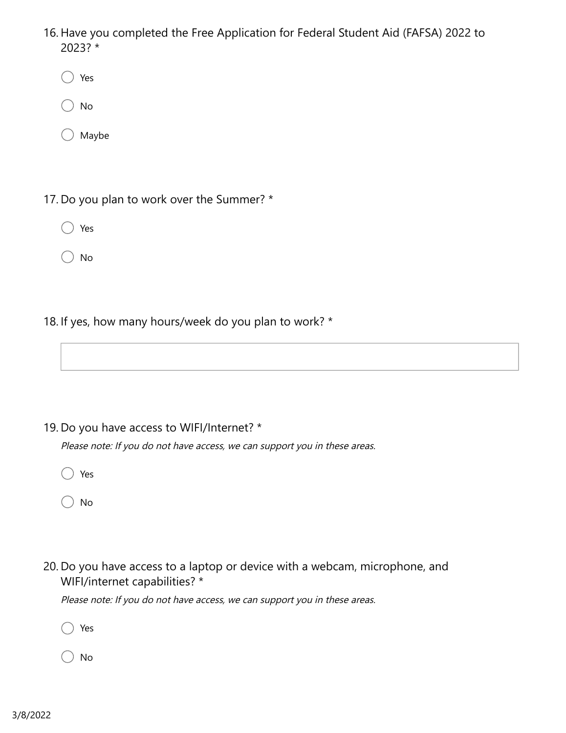16. Have you completed the Free Application for Federal Student Aid (FAFSA) 2022 to 2023? *

   ◯ Yes

   ◯ No

   ◯ Maybe

17. Do you plan to work over the Summer? *

   ◯ Yes

   ◯ No

18. If yes, how many hours/week do you plan to work? *

   ______________________________

19. Do you have access to WIFI/Internet? *

   *Please note: If you do not have access, we can support you in these areas.*

   ◯ Yes

   ◯ No

20. Do you have access to a laptop or device with a webcam, microphone, and WIFI/internet capabilities? *

   *Please note: If you do not have access, we can support you in these areas.*

   ◯ Yes

   ◯ No

3/8/2022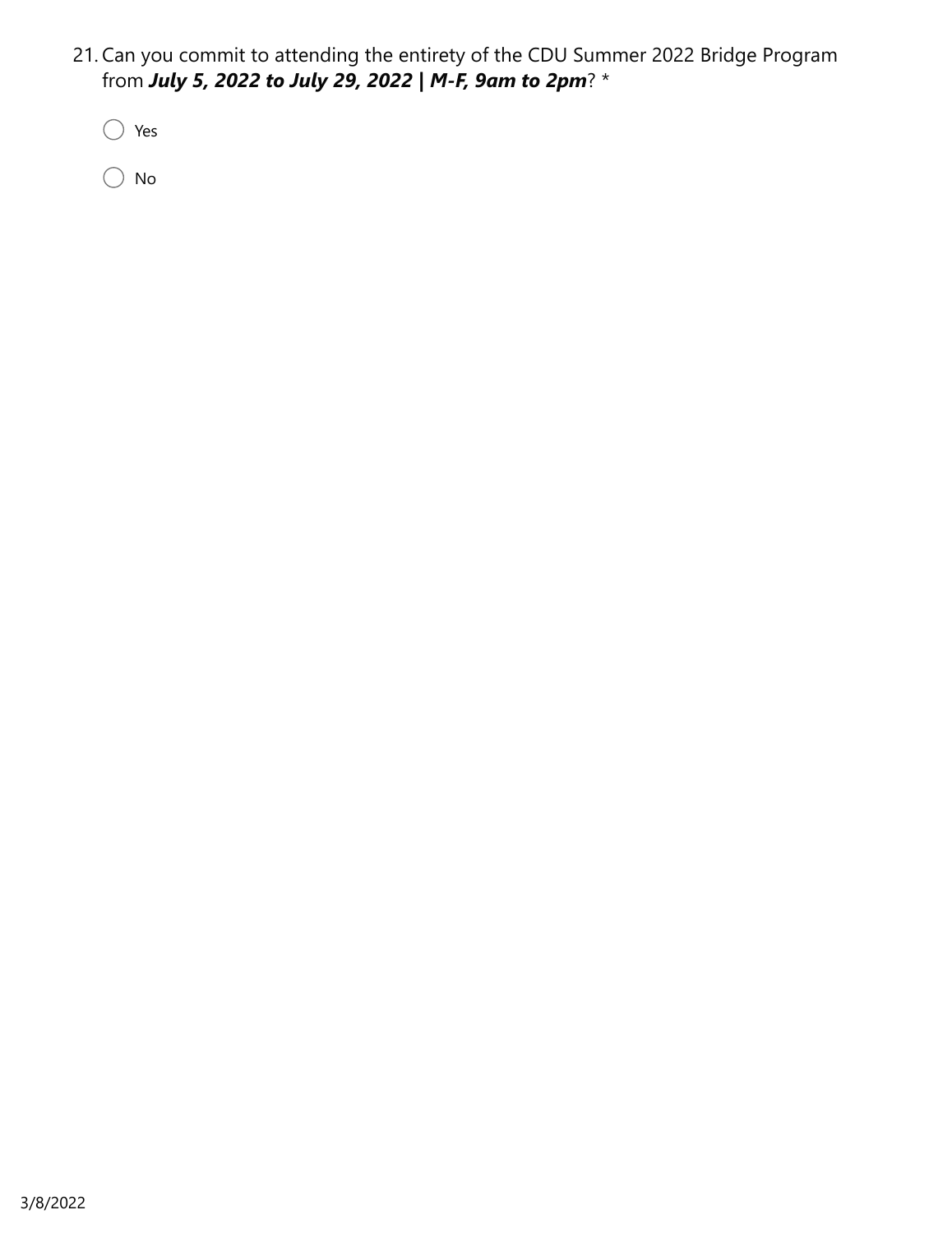21. Can you commit to attending the entirety of the CDU Summer 2022 Bridge Program from ***July 5, 2022 to July 29, 2022 | M-F, 9am to 2pm***? *

    ◯ Yes

    ◯ No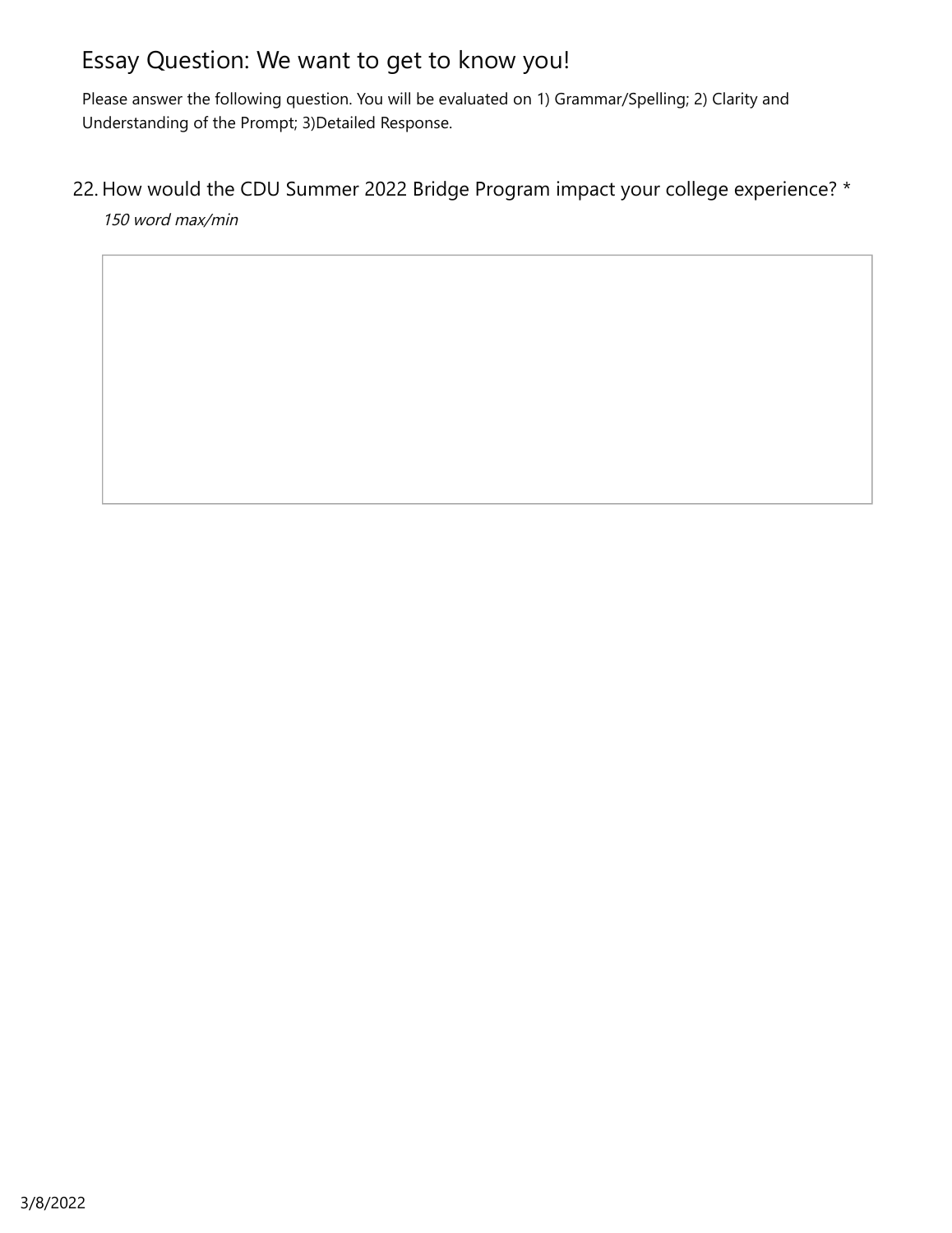# Essay Question: We want to get to know you!

Please answer the following question. You will be evaluated on 1) Grammar/Spelling; 2) Clarity and Understanding of the Prompt; 3)Detailed Response.

22. How would the CDU Summer 2022 Bridge Program impact your college experience? *

*150 word max/min*

3/8/2022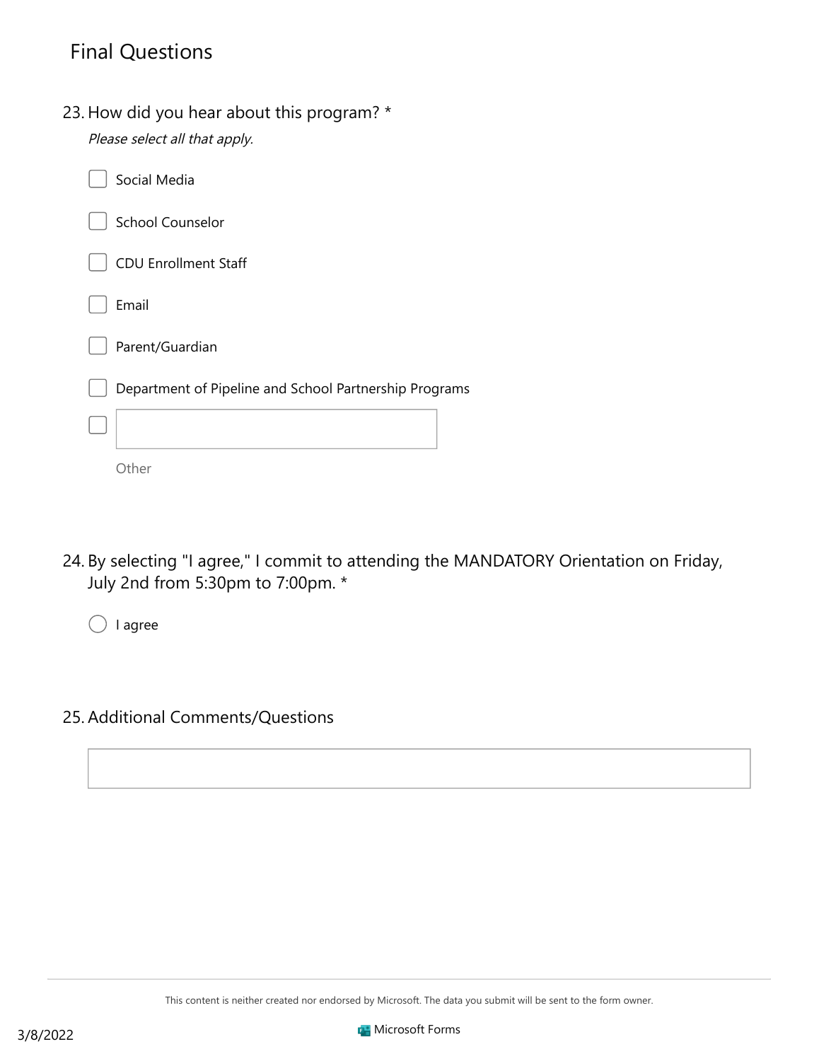## Final Questions

23. How did you hear about this program? *

*Please select all that apply.*

- [ ] Social Media
- [ ] School Counselor
- [ ] CDU Enrollment Staff
- [ ] Email
- [ ] Parent/Guardian
- [ ] Department of Pipeline and School Partnership Programs
- [ ] Other: ____________________

24. By selecting "I agree," I commit to attending the MANDATORY Orientation on Friday, July 2nd from 5:30pm to 7:00pm. *

- ( ) I agree

25. Additional Comments/Questions

____________________

This content is neither created nor endorsed by Microsoft. The data you submit will be sent to the form owner.

Microsoft Forms